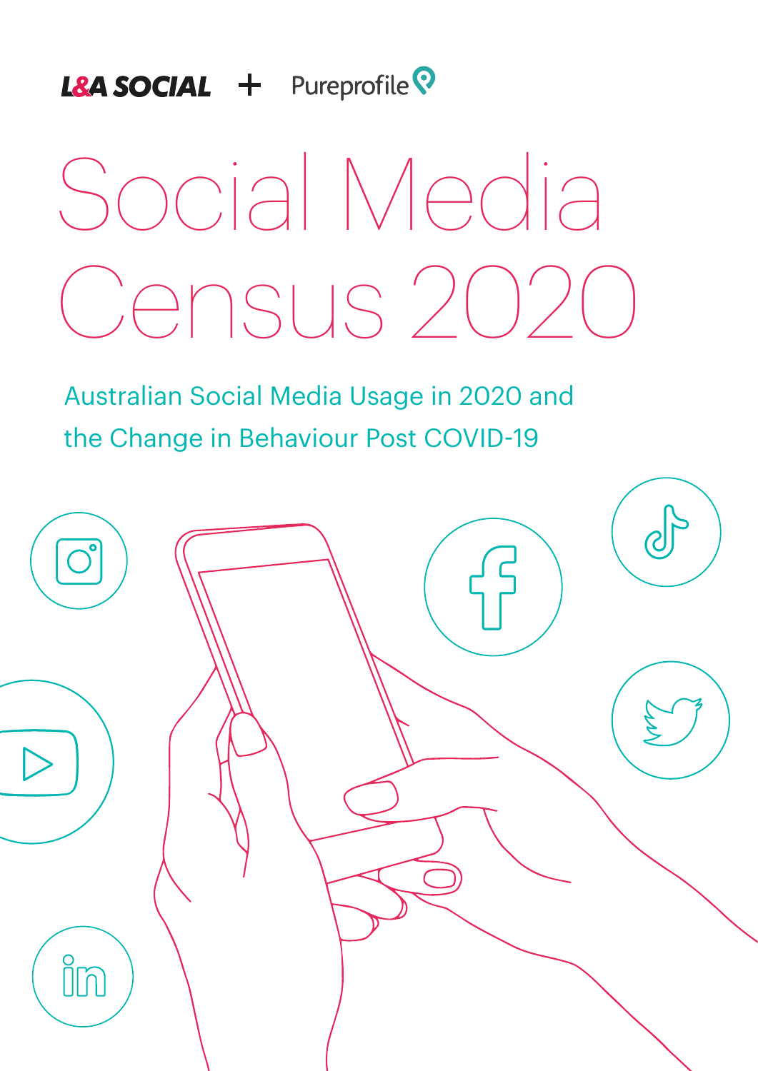L&A SOCIAL + Pureprofile

# Social Media Census 2020

## Australian Social Media Usage in 2020 and the Change in Behaviour Post COVID-19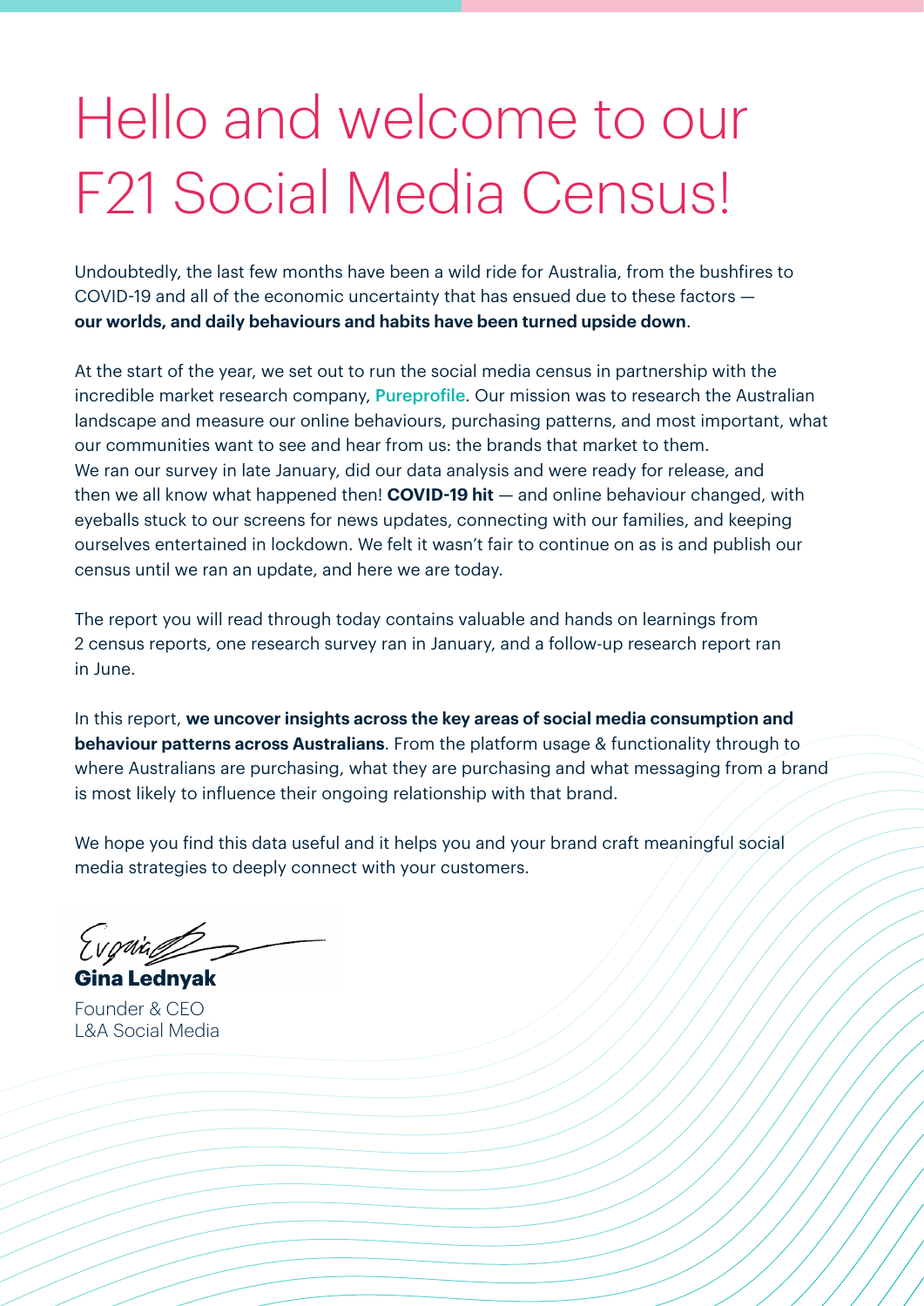# Hello and welcome to our F21 Social Media Census!

Undoubtedly, the last few months have been a wild ride for Australia, from the bushfires to COVID-19 and all of the economic uncertainty that has ensued due to these factors — **our worlds, and daily behaviours and habits have been turned upside down**.

At the start of the year, we set out to run the social media census in partnership with the incredible market research company, Pureprofile. Our mission was to research the Australian landscape and measure our online behaviours, purchasing patterns, and most important, what our communities want to see and hear from us: the brands that market to them. We ran our survey in late January, did our data analysis and were ready for release, and then we all know what happened then! **COVID-19 hit** — and online behaviour changed, with eyeballs stuck to our screens for news updates, connecting with our families, and keeping ourselves entertained in lockdown. We felt it wasn't fair to continue on as is and publish our census until we ran an update, and here we are today.

The report you will read through today contains valuable and hands on learnings from 2 census reports, one research survey ran in January, and a follow-up research report ran in June.

In this report, **we uncover insights across the key areas of social media consumption and behaviour patterns across Australians**. From the platform usage & functionality through to where Australians are purchasing, what they are purchasing and what messaging from a brand is most likely to influence their ongoing relationship with that brand.

We hope you find this data useful and it helps you and your brand craft meaningful social media strategies to deeply connect with your customers.

**Gina Lednyak**
Founder & CEO
L&A Social Media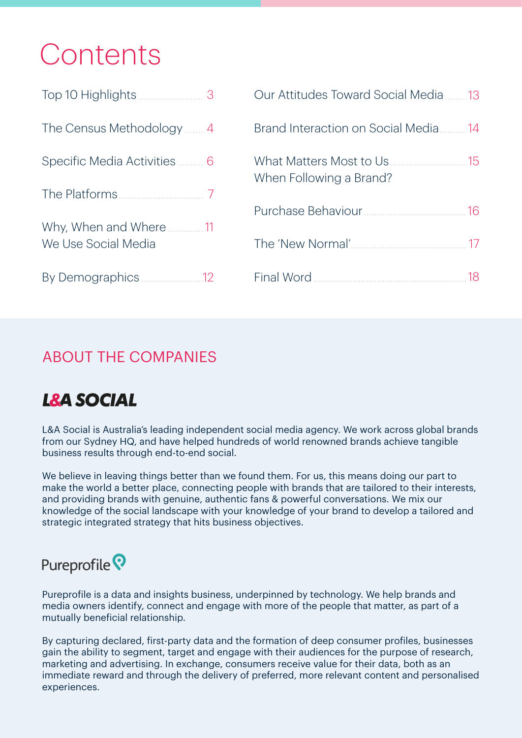# Contents

| | |
|---|---|
| Top 10 Highlights | 3 |
| The Census Methodology | 4 |
| Specific Media Activities | 6 |
| The Platforms | 7 |
| Why, When and Where We Use Social Media | 11 |
| By Demographics | 12 |
| Our Attitudes Toward Social Media | 13 |
| Brand Interaction on Social Media | 14 |
| What Matters Most to Us When Following a Brand? | 15 |
| Purchase Behaviour | 16 |
| The 'New Normal' | 17 |
| Final Word | 18 |

## ABOUT THE COMPANIES

### L&A SOCIAL

L&A Social is Australia's leading independent social media agency. We work across global brands from our Sydney HQ, and have helped hundreds of world renowned brands achieve tangible business results through end-to-end social.

We believe in leaving things better than we found them. For us, this means doing our part to make the world a better place, connecting people with brands that are tailored to their interests, and providing brands with genuine, authentic fans & powerful conversations. We mix our knowledge of the social landscape with your knowledge of your brand to develop a tailored and strategic integrated strategy that hits business objectives.

### Pureprofile

Pureprofile is a data and insights business, underpinned by technology. We help brands and media owners identify, connect and engage with more of the people that matter, as part of a mutually beneficial relationship.

By capturing declared, first-party data and the formation of deep consumer profiles, businesses gain the ability to segment, target and engage with their audiences for the purpose of research, marketing and advertising. In exchange, consumers receive value for their data, both as an immediate reward and through the delivery of preferred, more relevant content and personalised experiences.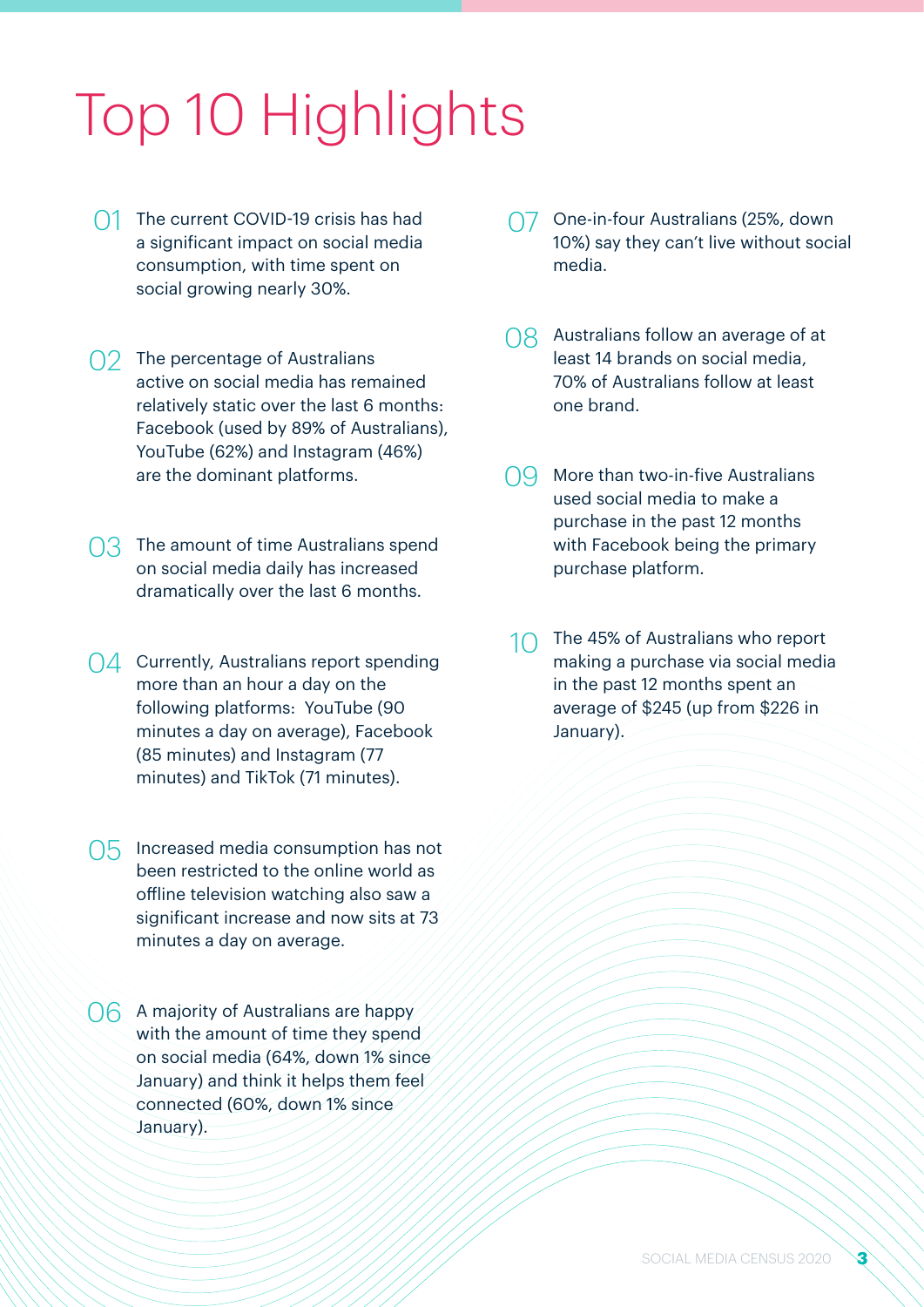# Top 10 Highlights

01 The current COVID-19 crisis has had a significant impact on social media consumption, with time spent on social growing nearly 30%.

02 The percentage of Australians active on social media has remained relatively static over the last 6 months: Facebook (used by 89% of Australians), YouTube (62%) and Instagram (46%) are the dominant platforms.

03 The amount of time Australians spend on social media daily has increased dramatically over the last 6 months.

04 Currently, Australians report spending more than an hour a day on the following platforms: YouTube (90 minutes a day on average), Facebook (85 minutes) and Instagram (77 minutes) and TikTok (71 minutes).

05 Increased media consumption has not been restricted to the online world as offline television watching also saw a significant increase and now sits at 73 minutes a day on average.

06 A majority of Australians are happy with the amount of time they spend on social media (64%, down 1% since January) and think it helps them feel connected (60%, down 1% since January).

07 One-in-four Australians (25%, down 10%) say they can't live without social media.

08 Australians follow an average of at least 14 brands on social media, 70% of Australians follow at least one brand.

09 More than two-in-five Australians used social media to make a purchase in the past 12 months with Facebook being the primary purchase platform.

10 The 45% of Australians who report making a purchase via social media in the past 12 months spent an average of $245 (up from $226 in January).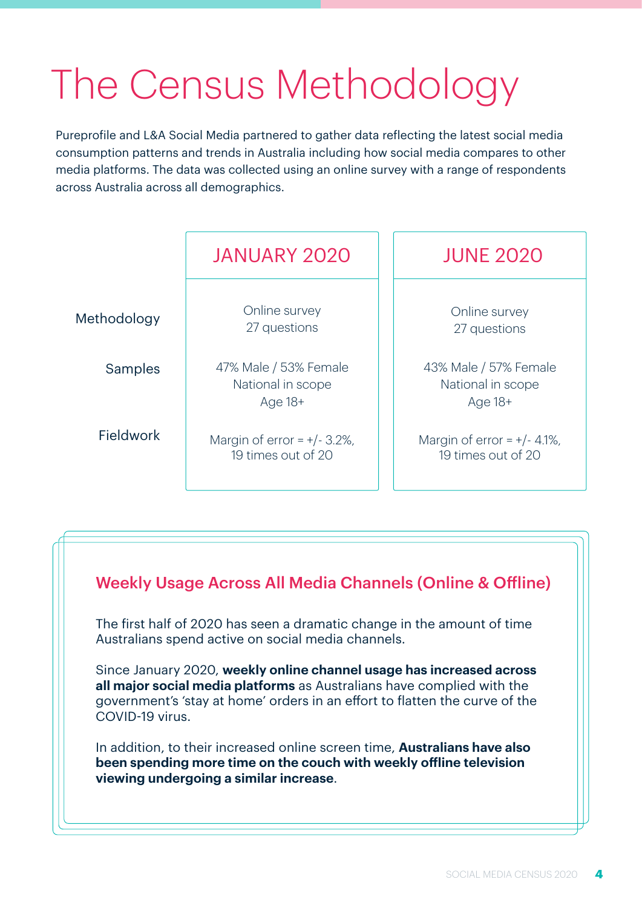# The Census Methodology

Pureprofile and L&A Social Media partnered to gather data reflecting the latest social media consumption patterns and trends in Australia including how social media compares to other media platforms. The data was collected using an online survey with a range of respondents across Australia across all demographics.

| | JANUARY 2020 | JUNE 2020 |
|---|---|---|
| Methodology | Online survey<br>27 questions | Online survey<br>27 questions |
| Samples | 47% Male / 53% Female<br>National in scope<br>Age 18+ | 43% Male / 57% Female<br>National in scope<br>Age 18+ |
| Fieldwork | Margin of error = +/- 3.2%,<br>19 times out of 20 | Margin of error = +/- 4.1%,<br>19 times out of 20 |

## Weekly Usage Across All Media Channels (Online & Offline)

The first half of 2020 has seen a dramatic change in the amount of time Australians spend active on social media channels.

Since January 2020, **weekly online channel usage has increased across all major social media platforms** as Australians have complied with the government's 'stay at home' orders in an effort to flatten the curve of the COVID-19 virus.

In addition, to their increased online screen time, **Australians have also been spending more time on the couch with weekly offline television viewing undergoing a similar increase**.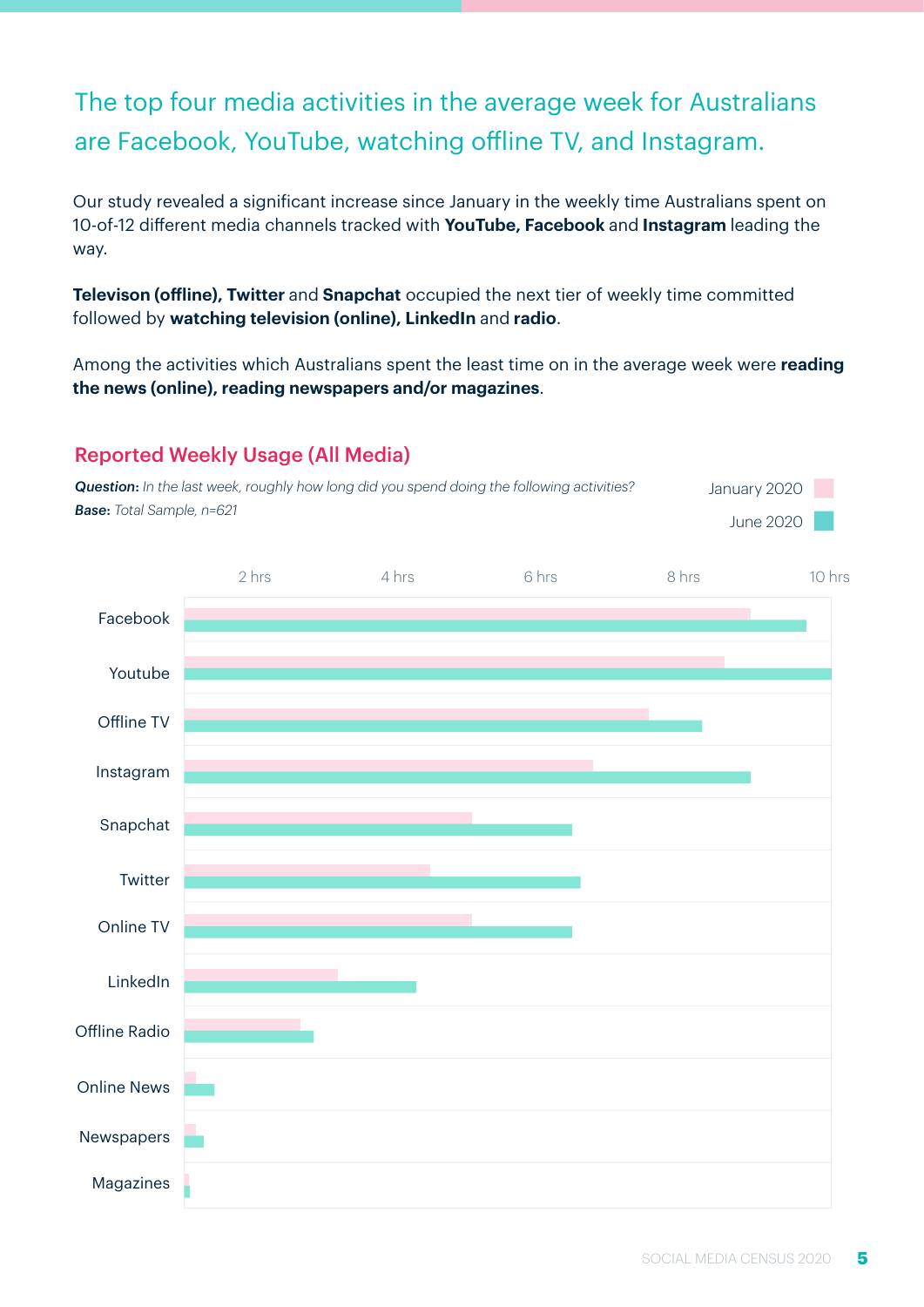## The top four media activities in the average week for Australians are Facebook, YouTube, watching offline TV, and Instagram.

Our study revealed a significant increase since January in the weekly time Australians spent on 10-of-12 different media channels tracked with **YouTube, Facebook** and **Instagram** leading the way.

**Televison (offline), Twitter** and **Snapchat** occupied the next tier of weekly time committed followed by **watching television (online), LinkedIn** and **radio**.

Among the activities which Australians spent the least time on in the average week were **reading the news (online), reading newspapers and/or magazines**.

### Reported Weekly Usage (All Media)

***Question:*** *In the last week, roughly how long did you spend doing the following activities?*
***Base:*** *Total Sample, n=621*

January 2020 | June 2020

2 hrs | 4 hrs | 6 hrs | 8 hrs | 10 hrs

Facebook
Youtube
Offline TV
Instagram
Snapchat
Twitter
Online TV
LinkedIn
Offline Radio
Online News
Newspapers
Magazines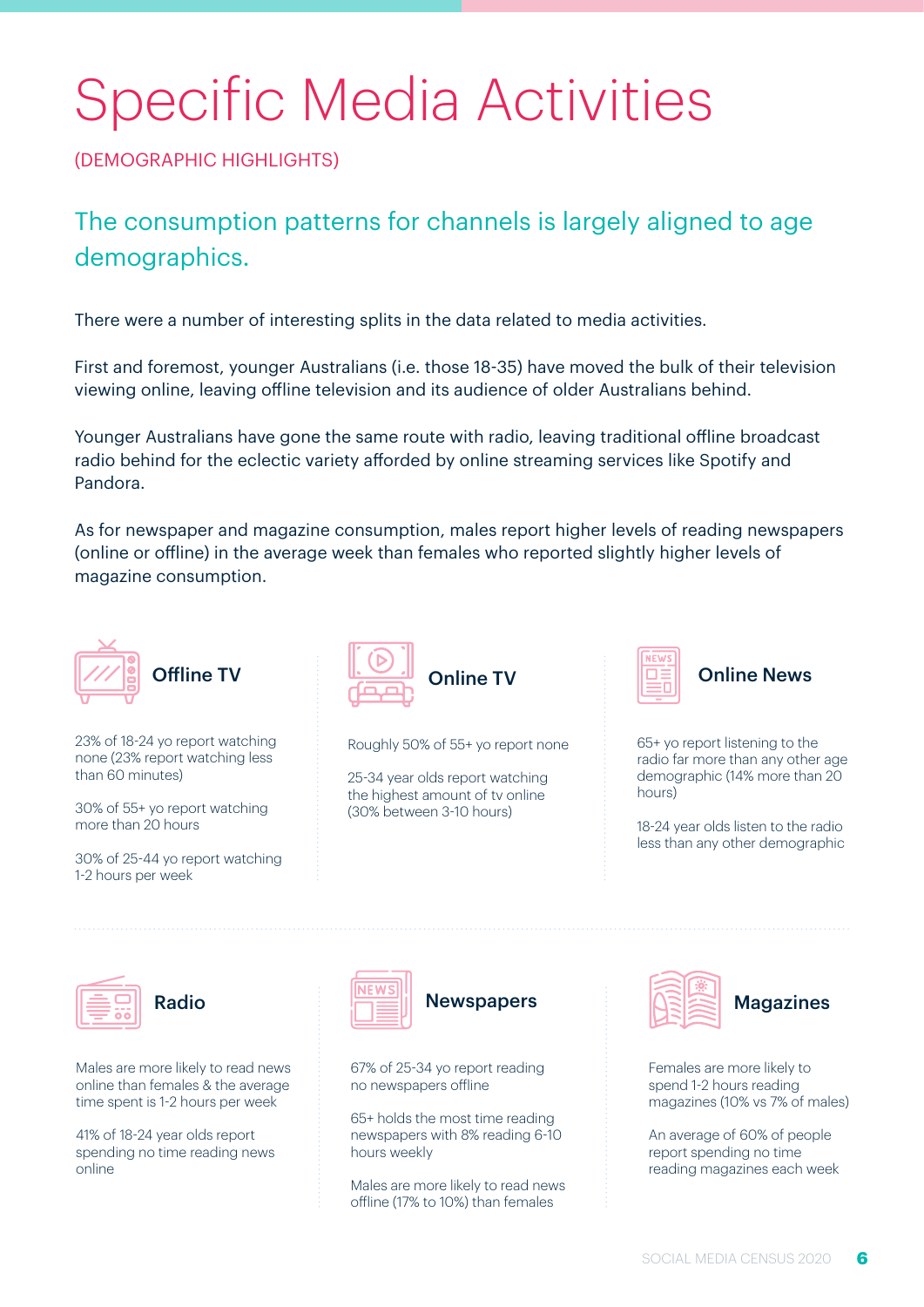# Specific Media Activities

(DEMOGRAPHIC HIGHLIGHTS)

## The consumption patterns for channels is largely aligned to age demographics.

There were a number of interesting splits in the data related to media activities.

First and foremost, younger Australians (i.e. those 18-35) have moved the bulk of their television viewing online, leaving offline television and its audience of older Australians behind.

Younger Australians have gone the same route with radio, leaving traditional offline broadcast radio behind for the eclectic variety afforded by online streaming services like Spotify and Pandora.

As for newspaper and magazine consumption, males report higher levels of reading newspapers (online or offline) in the average week than females who reported slightly higher levels of magazine consumption.

### Offline TV

23% of 18-24 yo report watching none (23% report watching less than 60 minutes)

30% of 55+ yo report watching more than 20 hours

30% of 25-44 yo report watching 1-2 hours per week

### Online TV

Roughly 50% of 55+ yo report none

25-34 year olds report watching the highest amount of tv online (30% between 3-10 hours)

### Online News

65+ yo report listening to the radio far more than any other age demographic (14% more than 20 hours)

18-24 year olds listen to the radio less than any other demographic

### Radio

Males are more likely to read news online than females & the average time spent is 1-2 hours per week

41% of 18-24 year olds report spending no time reading news online

### Newspapers

67% of 25-34 yo report reading no newspapers offline

65+ holds the most time reading newspapers with 8% reading 6-10 hours weekly

Males are more likely to read news offline (17% to 10%) than females

### Magazines

Females are more likely to spend 1-2 hours reading magazines (10% vs 7% of males)

An average of 60% of people report spending no time reading magazines each week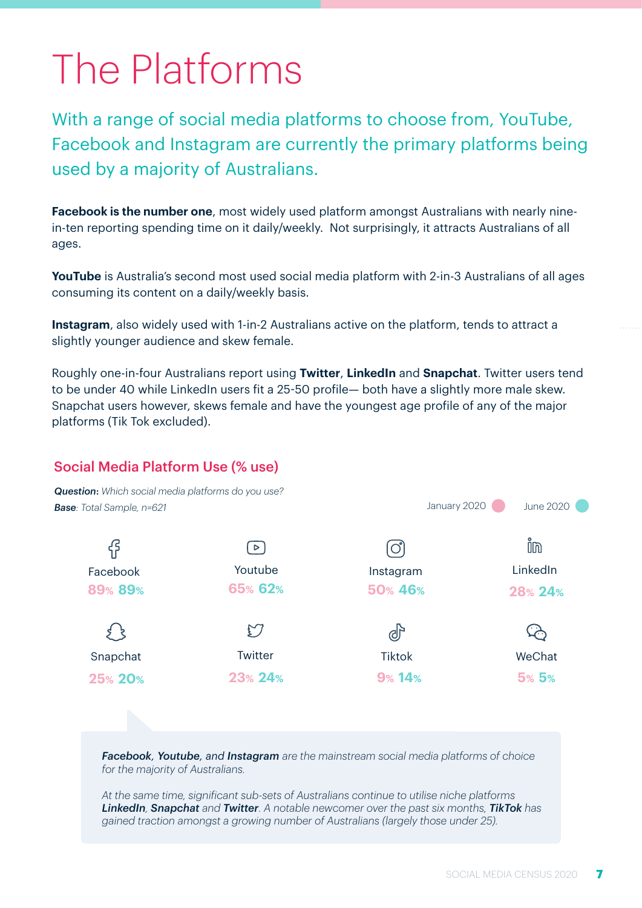# The Platforms

## With a range of social media platforms to choose from, YouTube, Facebook and Instagram are currently the primary platforms being used by a majority of Australians.

**Facebook is the number one**, most widely used platform amongst Australians with nearly nine-in-ten reporting spending time on it daily/weekly. Not surprisingly, it attracts Australians of all ages.

**YouTube** is Australia's second most used social media platform with 2-in-3 Australians of all ages consuming its content on a daily/weekly basis.

**Instagram**, also widely used with 1-in-2 Australians active on the platform, tends to attract a slightly younger audience and skew female.

Roughly one-in-four Australians report using **Twitter**, **LinkedIn** and **Snapchat**. Twitter users tend to be under 40 while LinkedIn users fit a 25-50 profile— both have a slightly more male skew. Snapchat users however, skews female and have the youngest age profile of any of the major platforms (Tik Tok excluded).

### Social Media Platform Use (% use)

***Question:*** *Which social media platforms do you use?*
***Base****: Total Sample, n=621*

| Platform | January 2020 | June 2020 |
|---|---|---|
| Facebook | 89% | 89% |
| Youtube | 65% | 62% |
| Instagram | 50% | 46% |
| LinkedIn | 28% | 24% |
| Snapchat | 25% | 20% |
| Twitter | 23% | 24% |
| Tiktok | 9% | 14% |
| WeChat | 5% | 5% |

***Facebook**, **Youtube**, and **Instagram** are the mainstream social media platforms of choice for the majority of Australians.*

*At the same time, significant sub-sets of Australians continue to utilise niche platforms **LinkedIn**, **Snapchat** and **Twitter**. A notable newcomer over the past six months, **TikTok** has gained traction amongst a growing number of Australians (largely those under 25).*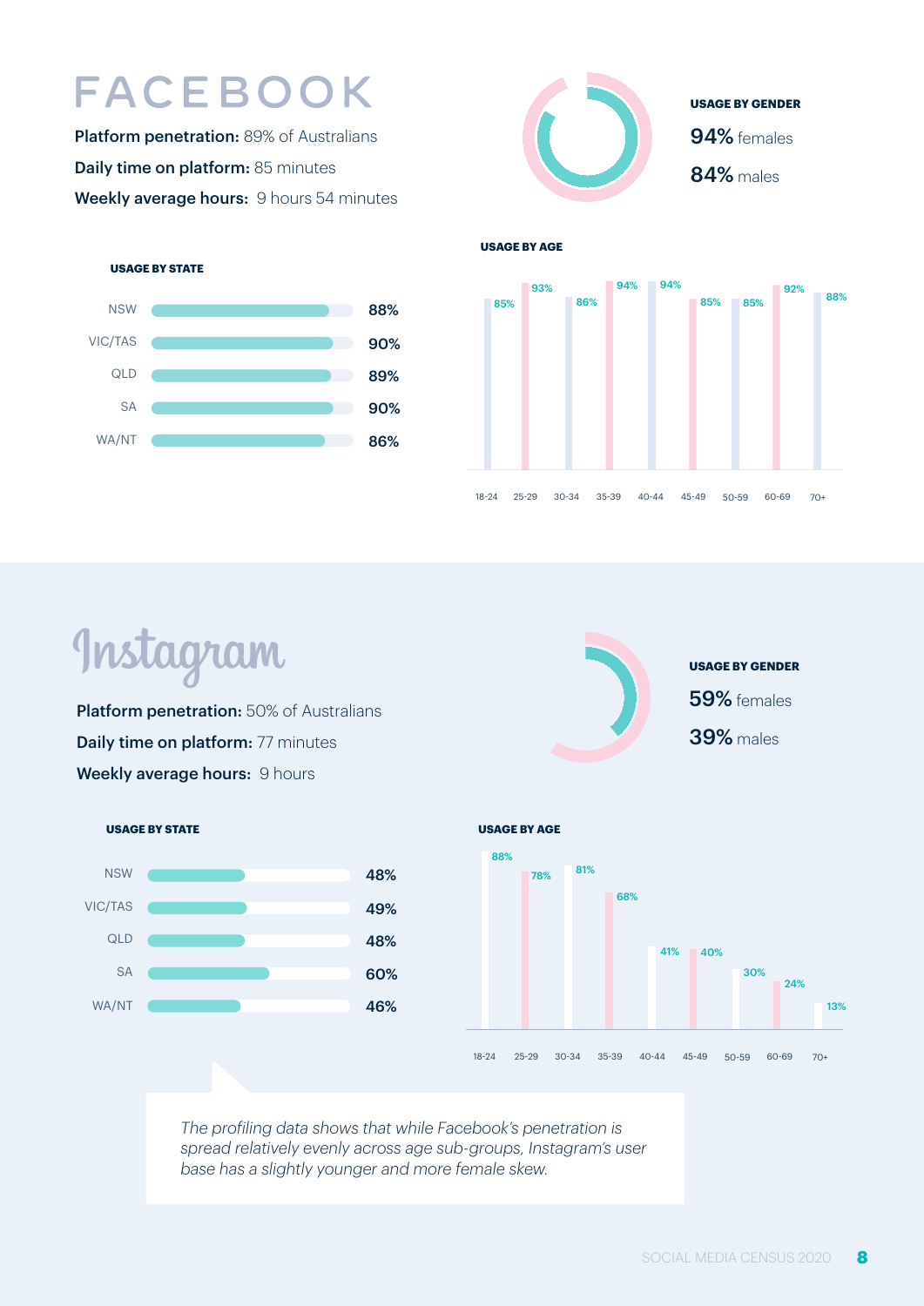# FACEBOOK

**Platform penetration:** 89% of Australians

**Daily time on platform:** 85 minutes

**Weekly average hours:** 9 hours 54 minutes

**USAGE BY GENDER**

**94%** females

**84%** males

**USAGE BY STATE**

| State | Usage |
|---|---|
| NSW | 88% |
| VIC/TAS | 90% |
| QLD | 89% |
| SA | 90% |
| WA/NT | 86% |

**USAGE BY AGE**

| Age | Usage |
|---|---|
| 18-24 | 85% |
| 25-29 | 93% |
| 30-34 | 86% |
| 35-39 | 94% |
| 40-44 | 94% |
| 45-49 | 85% |
| 50-59 | 85% |
| 60-69 | 92% |
| 70+ | 88% |

# Instagram

**Platform penetration:** 50% of Australians

**Daily time on platform:** 77 minutes

**Weekly average hours:** 9 hours

**USAGE BY GENDER**

**59%** females

**39%** males

**USAGE BY STATE**

| State | Usage |
|---|---|
| NSW | 48% |
| VIC/TAS | 49% |
| QLD | 48% |
| SA | 60% |
| WA/NT | 46% |

**USAGE BY AGE**

| Age | Usage |
|---|---|
| 18-24 | 88% |
| 25-29 | 78% |
| 30-34 | 81% |
| 35-39 | 68% |
| 40-44 | 41% |
| 45-49 | 40% |
| 50-59 | 30% |
| 60-69 | 24% |
| 70+ | 13% |

*The profiling data shows that while Facebook's penetration is spread relatively evenly across age sub-groups, Instagram's user base has a slightly younger and more female skew.*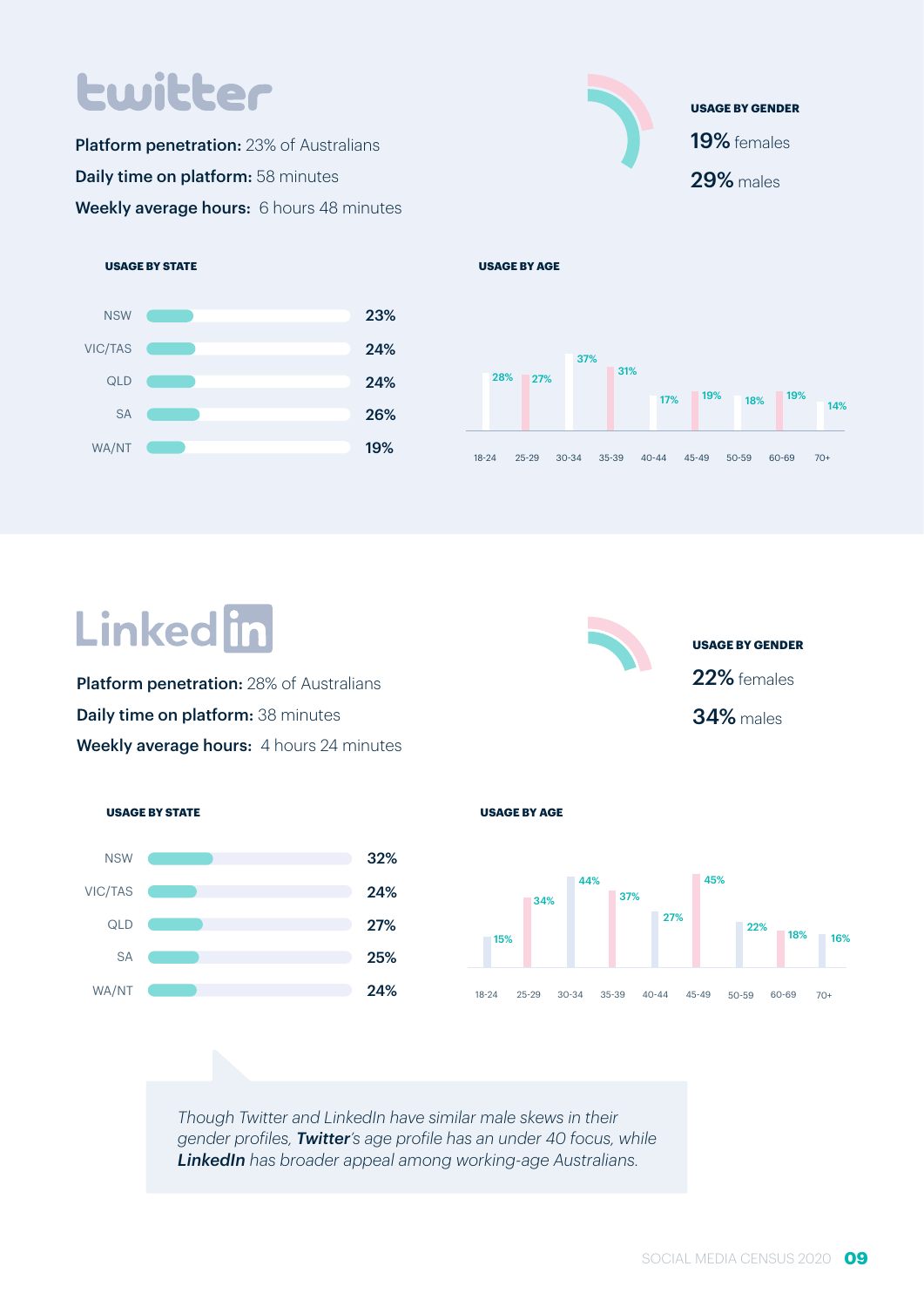# twitter

**Platform penetration:** 23% of Australians

**Daily time on platform:** 58 minutes

**Weekly average hours:** 6 hours 48 minutes

**USAGE BY GENDER**

19% females

29% males

**USAGE BY STATE**

| State | Usage |
|---|---|
| NSW | 23% |
| VIC/TAS | 24% |
| QLD | 24% |
| SA | 26% |
| WA/NT | 19% |

**USAGE BY AGE**

| 18-24 | 25-29 | 30-34 | 35-39 | 40-44 | 45-49 | 50-59 | 60-69 | 70+ |
|---|---|---|---|---|---|---|---|---|
| 28% | 27% | 37% | 31% | 17% | 19% | 18% | 19% | 14% |

# LinkedIn

**Platform penetration:** 28% of Australians

**Daily time on platform:** 38 minutes

**Weekly average hours:** 4 hours 24 minutes

**USAGE BY GENDER**

22% females

34% males

**USAGE BY STATE**

| State | Usage |
|---|---|
| NSW | 32% |
| VIC/TAS | 24% |
| QLD | 27% |
| SA | 25% |
| WA/NT | 24% |

**USAGE BY AGE**

| 18-24 | 25-29 | 30-34 | 35-39 | 40-44 | 45-49 | 50-59 | 60-69 | 70+ |
|---|---|---|---|---|---|---|---|---|
| 15% | 34% | 44% | 37% | 27% | 45% | 22% | 18% | 16% |

*Though Twitter and LinkedIn have similar male skews in their gender profiles, **Twitter**'s age profile has an under 40 focus, while **LinkedIn** has broader appeal among working-age Australians.*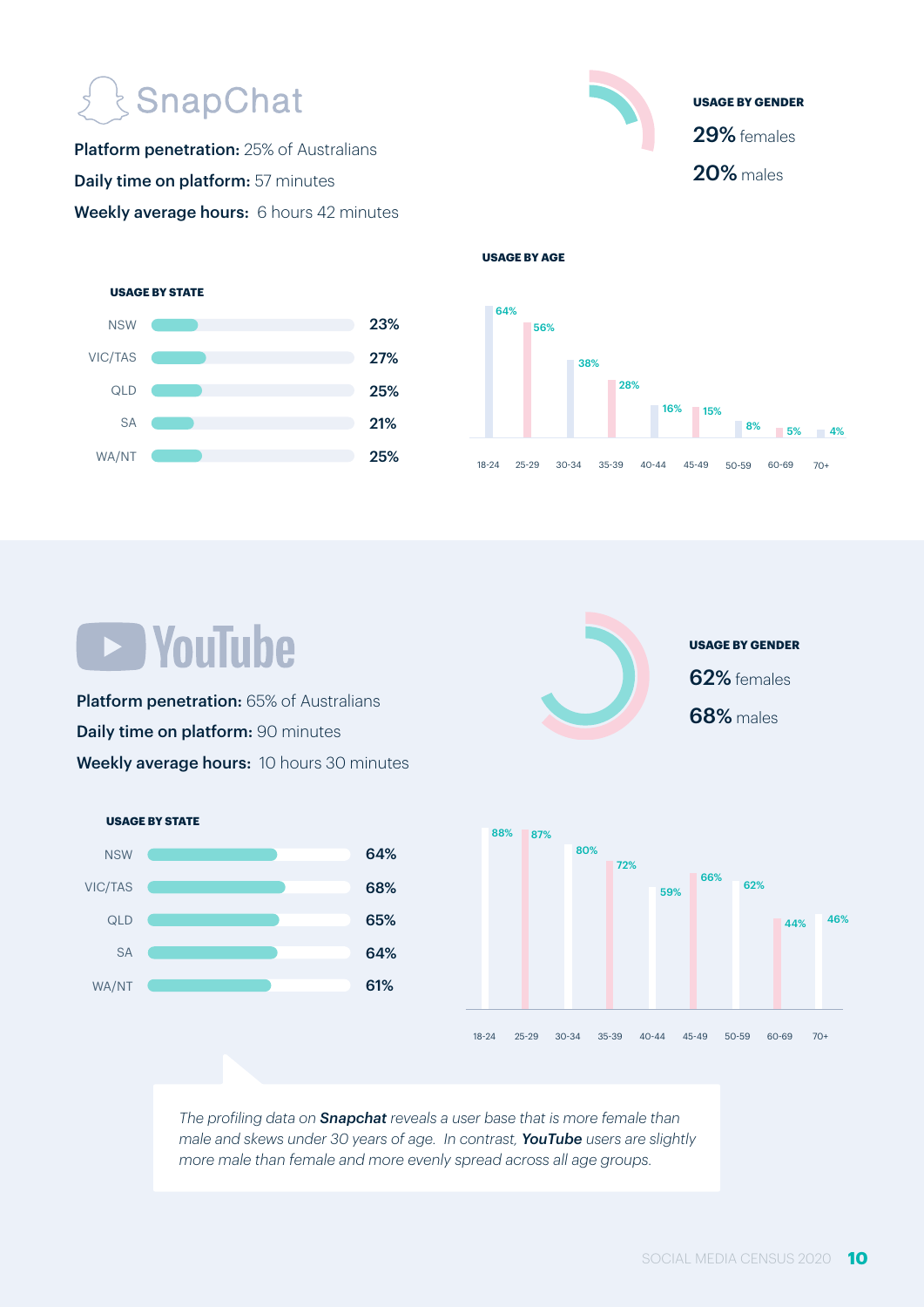## SnapChat

**Platform penetration:** 25% of Australians

**Daily time on platform:** 57 minutes

**Weekly average hours:** 6 hours 42 minutes

**USAGE BY GENDER**

**29%** females

**20%** males

**USAGE BY STATE**

| State | Usage |
|---|---|
| NSW | 23% |
| VIC/TAS | 27% |
| QLD | 25% |
| SA | 21% |
| WA/NT | 25% |

**USAGE BY AGE**

| Age | Usage |
|---|---|
| 18-24 | 64% |
| 25-29 | 56% |
| 30-34 | 38% |
| 35-39 | 28% |
| 40-44 | 16% |
| 45-49 | 15% |
| 50-59 | 8% |
| 60-69 | 5% |
| 70+ | 4% |

## YouTube

**Platform penetration:** 65% of Australians

**Daily time on platform:** 90 minutes

**Weekly average hours:** 10 hours 30 minutes

**USAGE BY GENDER**

**62%** females

**68%** males

**USAGE BY STATE**

| State | Usage |
|---|---|
| NSW | 64% |
| VIC/TAS | 68% |
| QLD | 65% |
| SA | 64% |
| WA/NT | 61% |

| Age | Usage |
|---|---|
| 18-24 | 88% |
| 25-29 | 87% |
| 30-34 | 80% |
| 35-39 | 72% |
| 40-44 | 59% |
| 45-49 | 66% |
| 50-59 | 62% |
| 60-69 | 44% |
| 70+ | 46% |

*The profiling data on **Snapchat** reveals a user base that is more female than male and skews under 30 years of age. In contrast, **YouTube** users are slightly more male than female and more evenly spread across all age groups.*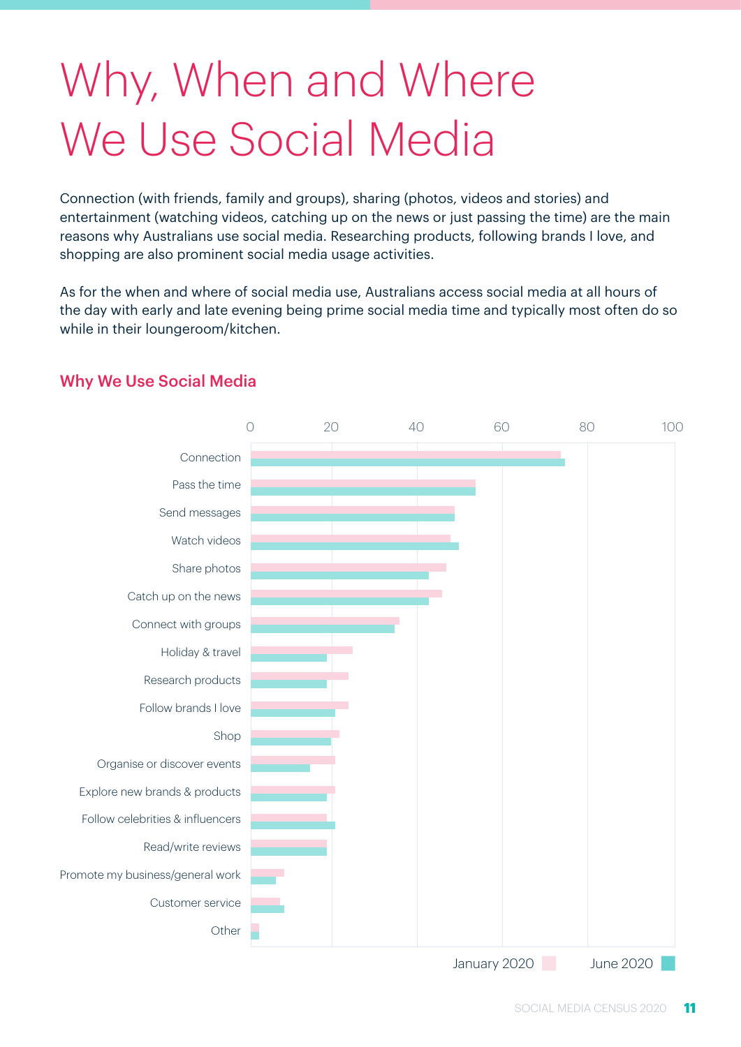# Why, When and Where We Use Social Media

Connection (with friends, family and groups), sharing (photos, videos and stories) and entertainment (watching videos, catching up on the news or just passing the time) are the main reasons why Australians use social media. Researching products, following brands I love, and shopping are also prominent social media usage activities.

As for the when and where of social media use, Australians access social media at all hours of the day with early and late evening being prime social media time and typically most often do so while in their loungeroom/kitchen.

## Why We Use Social Media

| | January 2020 | June 2020 |
|---|---|---|
| Connection | 73 | 74 |
| Pass the time | 53 | 53 |
| Send messages | 48 | 48 |
| Watch videos | 47 | 49 |
| Share photos | 46 | 42 |
| Catch up on the news | 45 | 42 |
| Connect with groups | 35 | 34 |
| Holiday & travel | 24 | 18 |
| Research products | 23 | 18 |
| Follow brands I love | 23 | 20 |
| Shop | 21 | 19 |
| Organise or discover events | 20 | 14 |
| Explore new brands & products | 20 | 18 |
| Follow celebrities & influencers | 18 | 20 |
| Read/write reviews | 18 | 18 |
| Promote my business/general work | 8 | 6 |
| Customer service | 7 | 8 |
| Other | 2 | 2 |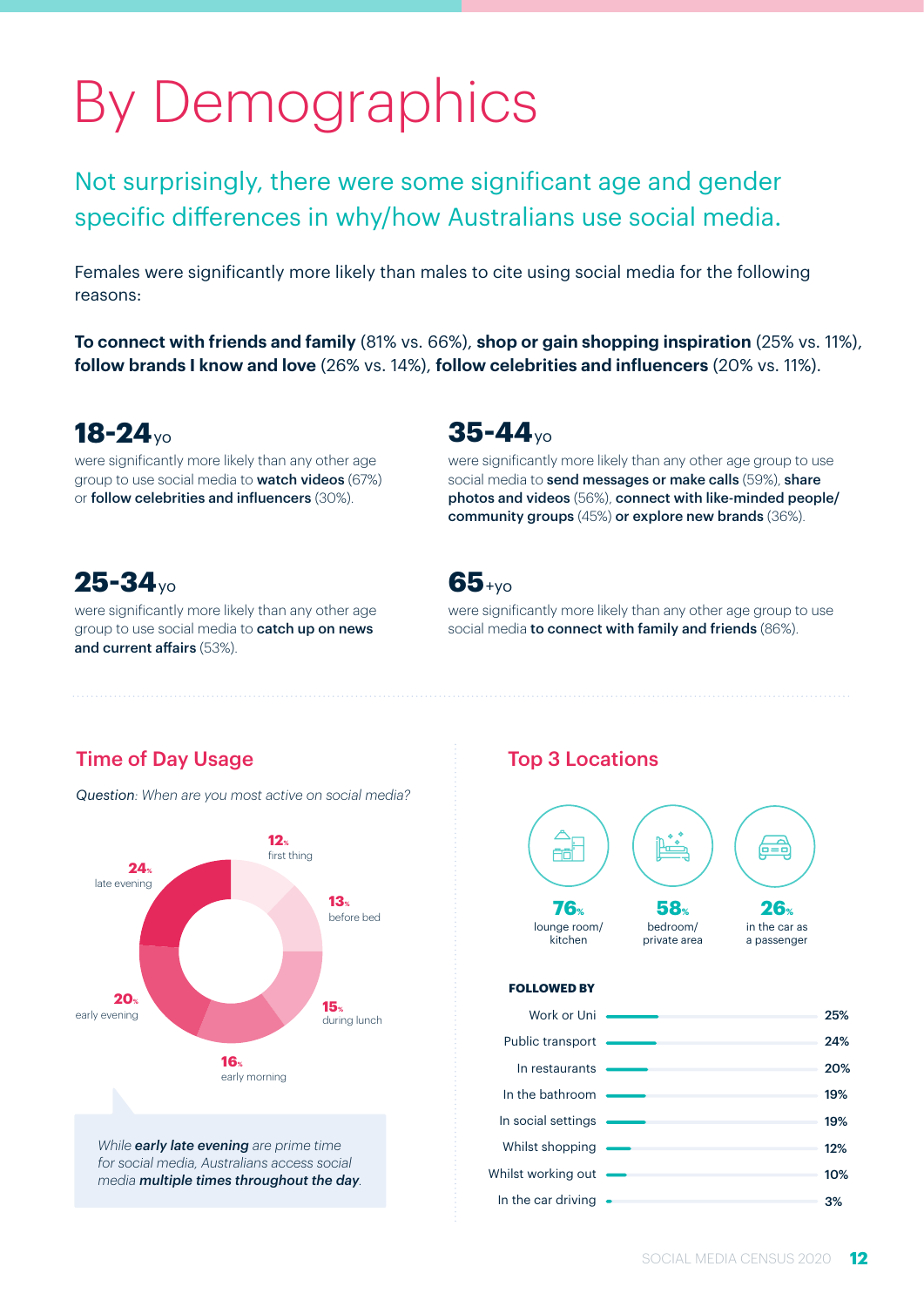# By Demographics

## Not surprisingly, there were some significant age and gender specific differences in why/how Australians use social media.

Females were significantly more likely than males to cite using social media for the following reasons:

**To connect with friends and family** (81% vs. 66%), **shop or gain shopping inspiration** (25% vs. 11%), **follow brands I know and love** (26% vs. 14%), **follow celebrities and influencers** (20% vs. 11%).

### 18-24yo

were significantly more likely than any other age group to use social media to **watch videos** (67%) or **follow celebrities and influencers** (30%).

### 25-34yo

were significantly more likely than any other age group to use social media to **catch up on news and current affairs** (53%).

### 35-44yo

were significantly more likely than any other age group to use social media to **send messages or make calls** (59%), **share photos and videos** (56%), **connect with like-minded people/ community groups** (45%) **or explore new brands** (36%).

### 65+yo

were significantly more likely than any other age group to use social media **to connect with family and friends** (86%).

## Time of Day Usage

*Question: When are you most active on social media?*

| Time of day | % |
|---|---|
| first thing | 12% |
| before bed | 13% |
| during lunch | 15% |
| early morning | 16% |
| early evening | 20% |
| late evening | 24% |

*While **early late evening** are prime time for social media, Australians access social media **multiple times throughout the day**.*

## Top 3 Locations

| Location | % |
|---|---|
| lounge room/ kitchen | 76% |
| bedroom/ private area | 58% |
| in the car as a passenger | 26% |

**FOLLOWED BY**

| Location | % |
|---|---|
| Work or Uni | 25% |
| Public transport | 24% |
| In restaurants | 20% |
| In the bathroom | 19% |
| In social settings | 19% |
| Whilst shopping | 12% |
| Whilst working out | 10% |
| In the car driving | 3% |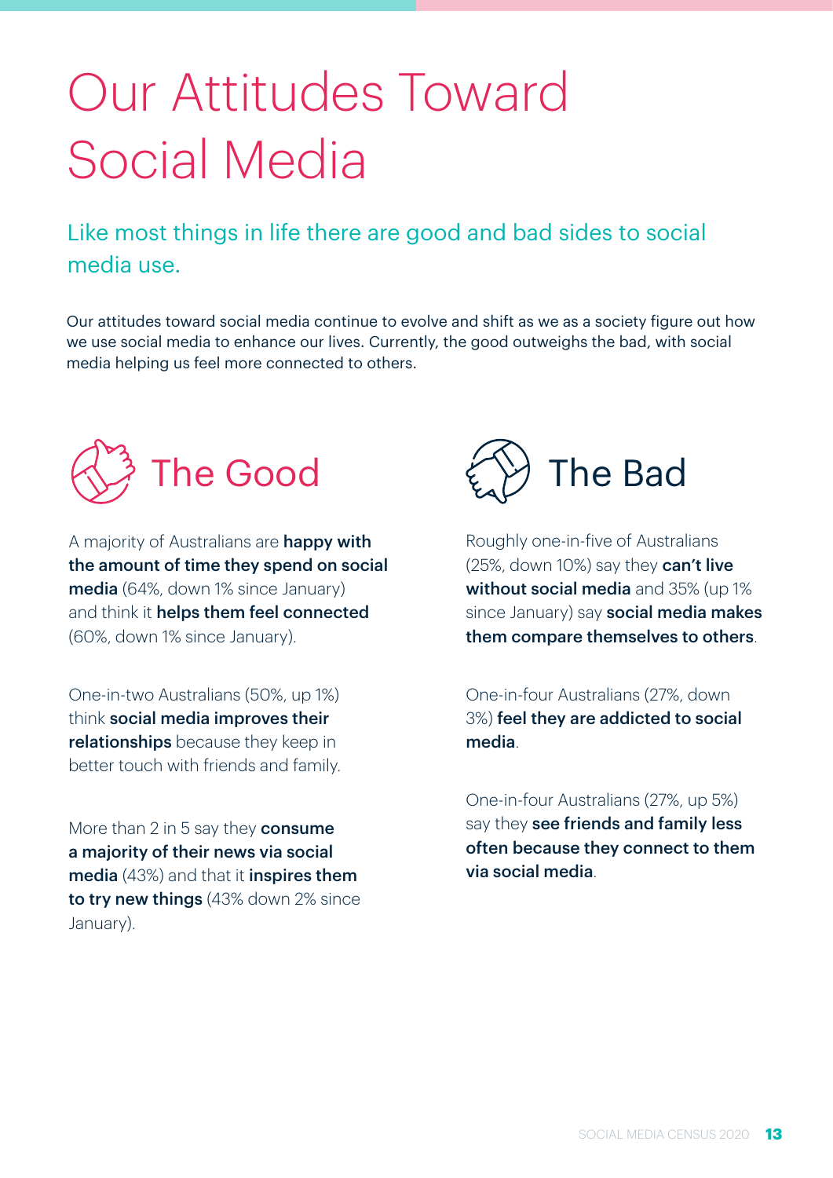# Our Attitudes Toward Social Media

## Like most things in life there are good and bad sides to social media use.

Our attitudes toward social media continue to evolve and shift as we as a society figure out how we use social media to enhance our lives. Currently, the good outweighs the bad, with social media helping us feel more connected to others.

### The Good

A majority of Australians are **happy with the amount of time they spend on social media** (64%, down 1% since January) and think it **helps them feel connected** (60%, down 1% since January).

One-in-two Australians (50%, up 1%) think **social media improves their relationships** because they keep in better touch with friends and family.

More than 2 in 5 say they **consume a majority of their news via social media** (43%) and that it **inspires them to try new things** (43% down 2% since January).

### The Bad

Roughly one-in-five of Australians (25%, down 10%) say they **can't live without social media** and 35% (up 1% since January) say **social media makes them compare themselves to others**.

One-in-four Australians (27%, down 3%) **feel they are addicted to social media**.

One-in-four Australians (27%, up 5%) say they **see friends and family less often because they connect to them via social media**.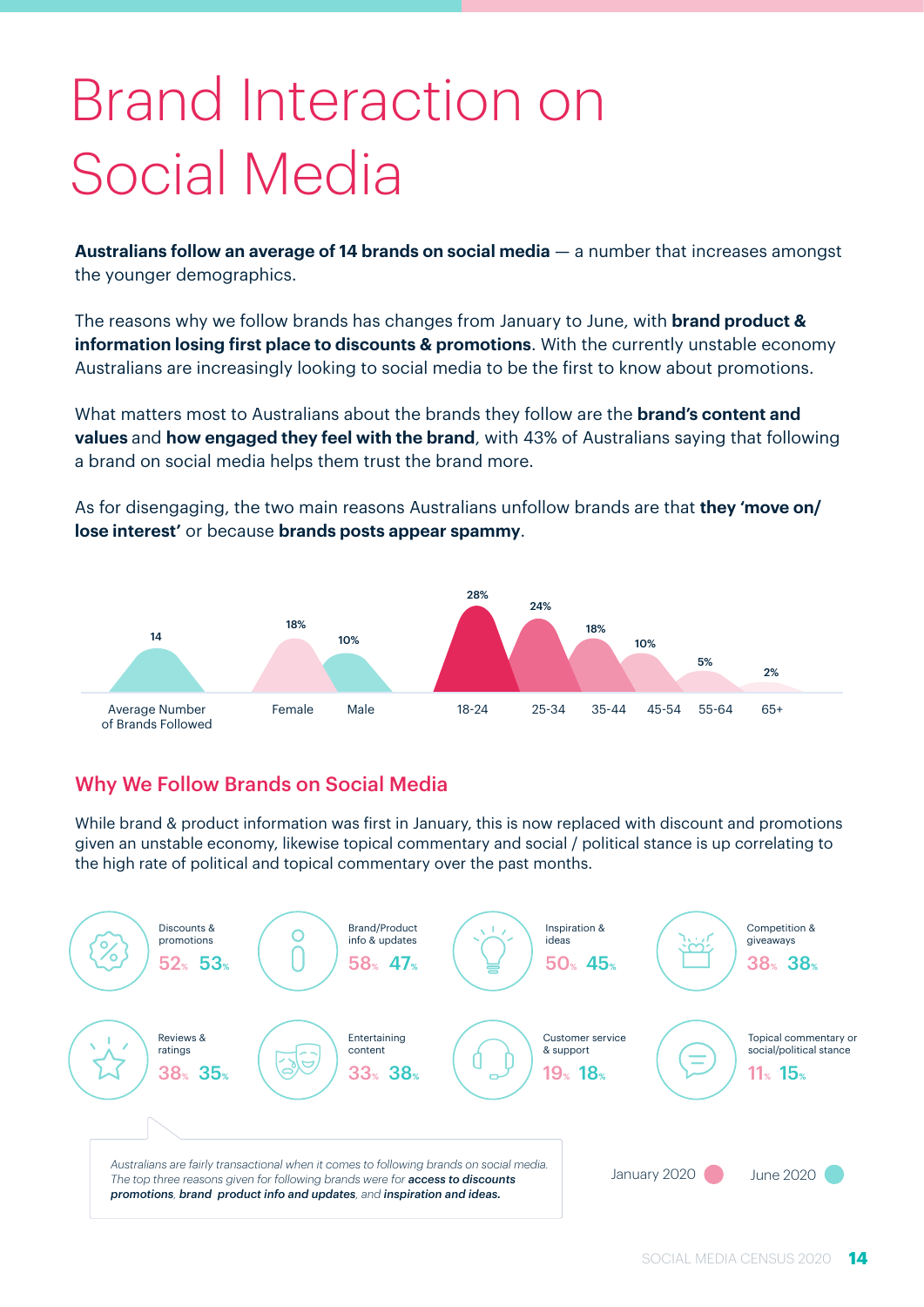# Brand Interaction on Social Media

**Australians follow an average of 14 brands on social media** — a number that increases amongst the younger demographics.

The reasons why we follow brands has changes from January to June, with **brand product & information losing first place to discounts & promotions**. With the currently unstable economy Australians are increasingly looking to social media to be the first to know about promotions.

What matters most to Australians about the brands they follow are the **brand's content and values** and **how engaged they feel with the brand**, with 43% of Australians saying that following a brand on social media helps them trust the brand more.

As for disengaging, the two main reasons Australians unfollow brands are that **they 'move on/ lose interest'** or because **brands posts appear spammy**.

| Average Number of Brands Followed | Female | Male | 18-24 | 25-34 | 35-44 | 45-54 | 55-64 | 65+ |
|---|---|---|---|---|---|---|---|---|
| 14 | 18% | 10% | 28% | 24% | 18% | 10% | 5% | 2% |

## Why We Follow Brands on Social Media

While brand & product information was first in January, this is now replaced with discount and promotions given an unstable economy, likewise topical commentary and social / political stance is up correlating to the high rate of political and topical commentary over the past months.

| Reason | January 2020 | June 2020 |
|---|---|---|
| Discounts & promotions | 52% | 53% |
| Brand/Product info & updates | 58% | 47% |
| Inspiration & ideas | 50% | 45% |
| Competition & giveaways | 38% | 38% |
| Reviews & ratings | 38% | 35% |
| Entertaining content | 33% | 38% |
| Customer service & support | 19% | 18% |
| Topical commentary or social/political stance | 11% | 15% |

*Australians are fairly transactional when it comes to following brands on social media. The top three reasons given for following brands were for* ***access to discounts promotions****,* ***brand product info and updates****, and* ***inspiration and ideas.***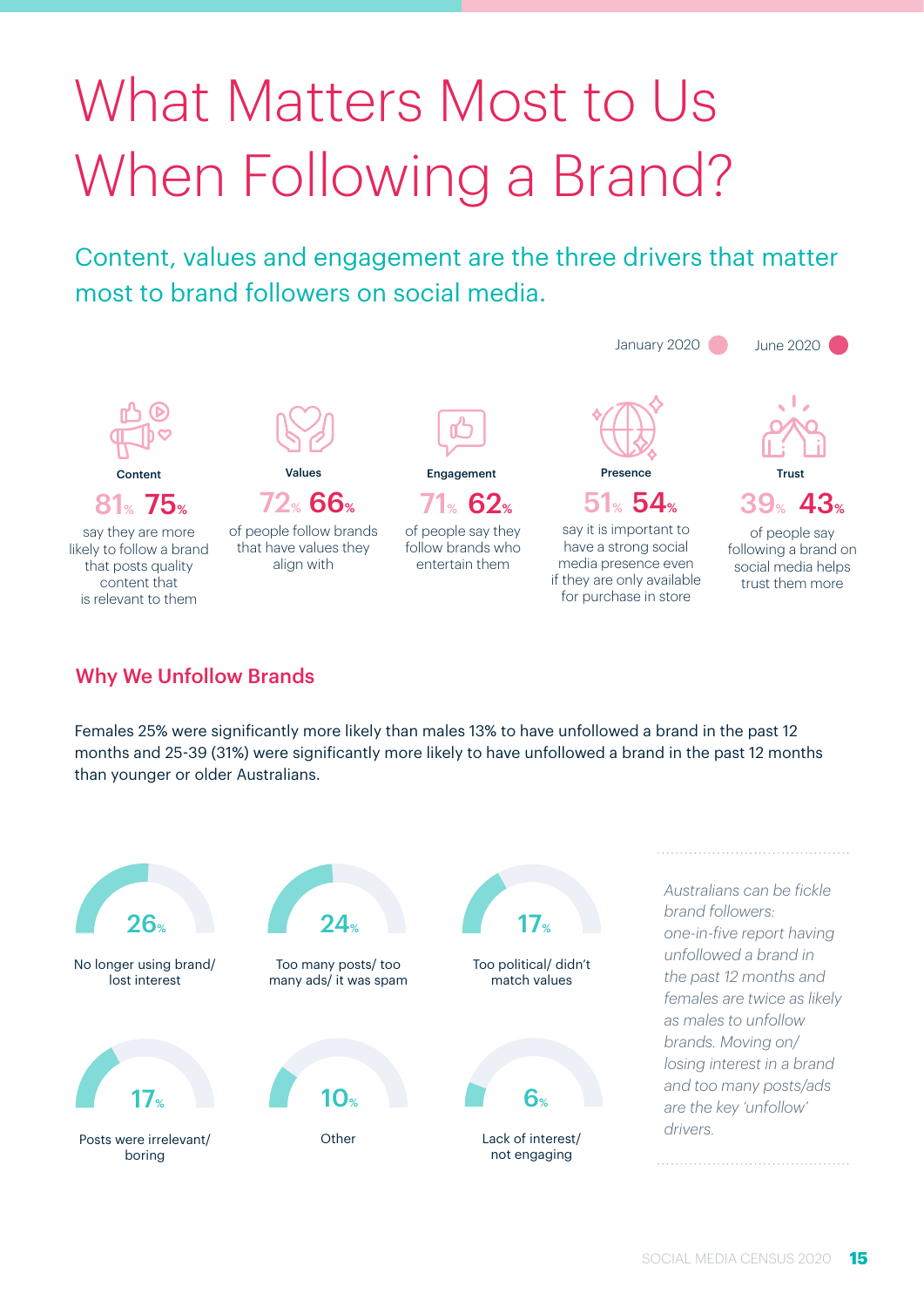# What Matters Most to Us When Following a Brand?

## Content, values and engagement are the three drivers that matter most to brand followers on social media.

January 2020 | June 2020

| | January 2020 | June 2020 | |
|---|---|---|---|
| **Content** | 81% | 75% | say they are more likely to follow a brand that posts quality content that is relevant to them |
| **Values** | 72% | 66% | of people follow brands that have values they align with |
| **Engagement** | 71% | 62% | of people say they follow brands who entertain them |
| **Presence** | 51% | 54% | say it is important to have a strong social media presence even if they are only available for purchase in store |
| **Trust** | 39% | 43% | of people say following a brand on social media helps trust them more |

### Why We Unfollow Brands

Females 25% were significantly more likely than males 13% to have unfollowed a brand in the past 12 months and 25-39 (31%) were significantly more likely to have unfollowed a brand in the past 12 months than younger or older Australians.

- 26% — No longer using brand/ lost interest
- 24% — Too many posts/ too many ads/ it was spam
- 17% — Too political/ didn't match values
- 17% — Posts were irrelevant/ boring
- 10% — Other
- 6% — Lack of interest/ not engaging

*Australians can be fickle brand followers: one-in-five report having unfollowed a brand in the past 12 months and females are twice as likely as males to unfollow brands. Moving on/ losing interest in a brand and too many posts/ads are the key 'unfollow' drivers.*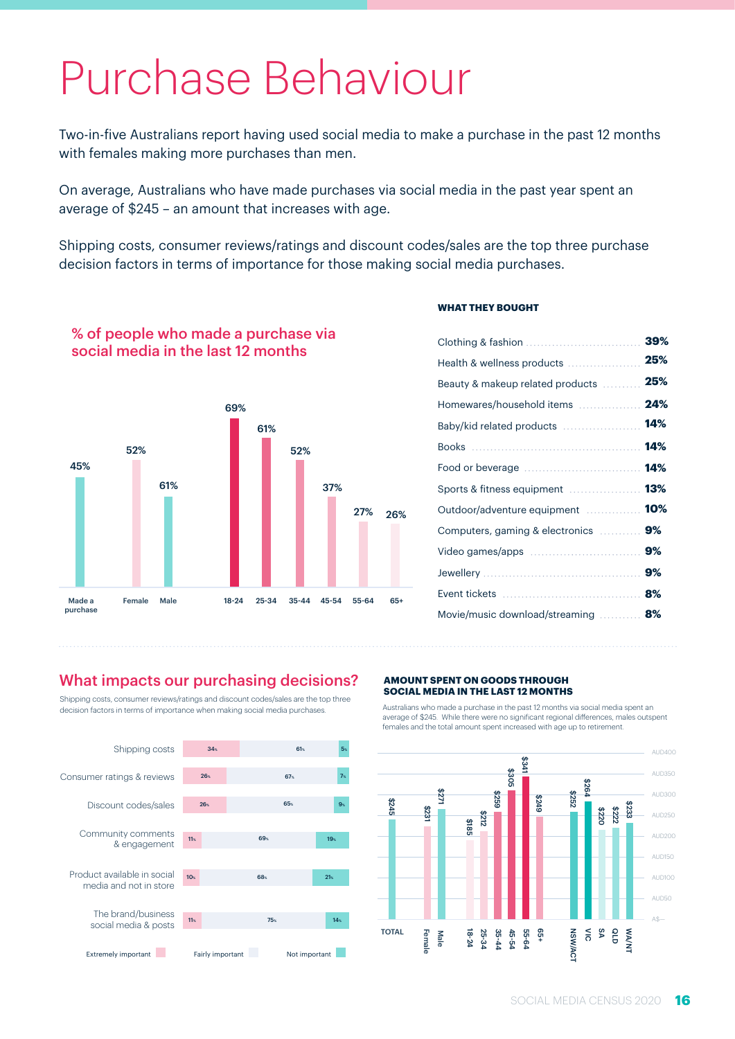# Purchase Behaviour

Two-in-five Australians report having used social media to make a purchase in the past 12 months with females making more purchases than men.

On average, Australians who have made purchases via social media in the past year spent an average of $245 – an amount that increases with age.

Shipping costs, consumer reviews/ratings and discount codes/sales are the top three purchase decision factors in terms of importance for those making social media purchases.

## % of people who made a purchase via social media in the last 12 months

| Made a purchase | Female | Male | 18-24 | 25-34 | 35-44 | 45-54 | 55-64 | 65+ |
|---|---|---|---|---|---|---|---|---|
| 45% | 52% | 61% | 69% | 61% | 52% | 37% | 27% | 26% |

### WHAT THEY BOUGHT

| Category | % |
|---|---|
| Clothing & fashion | 39% |
| Health & wellness products | 25% |
| Beauty & makeup related products | 25% |
| Homewares/household items | 24% |
| Baby/kid related products | 14% |
| Books | 14% |
| Food or beverage | 14% |
| Sports & fitness equipment | 13% |
| Outdoor/adventure equipment | 10% |
| Computers, gaming & electronics | 9% |
| Video games/apps | 9% |
| Jewellery | 9% |
| Event tickets | 8% |
| Movie/music download/streaming | 8% |

## What impacts our purchasing decisions?

Shipping costs, consumer reviews/ratings and discount codes/sales are the top three decision factors in terms of importance when making social media purchases.

| Factor | Extremely important | Fairly important | Not important |
|---|---|---|---|
| Shipping costs | 34% | 61% | 5% |
| Consumer ratings & reviews | 26% | 67% | 7% |
| Discount codes/sales | 26% | 65% | 9% |
| Community comments & engagement | 11% | 69% | 19% |
| Product available in social media and not in store | 10% | 68% | 21% |
| The brand/business social media & posts | 11% | 75% | 14% |

### AMOUNT SPENT ON GOODS THROUGH SOCIAL MEDIA IN THE LAST 12 MONTHS

Australians who made a purchase in the past 12 months via social media spent an average of $245. While there were no significant regional differences, males outspent females and the total amount spent increased with age up to retirement.

| TOTAL | Female | Male | 18-24 | 25-34 | 35-44 | 45-54 | 55-64 | 65+ | NSW/ACT | VIC | SA | QLD | WA/NT |
|---|---|---|---|---|---|---|---|---|---|---|---|---|---|
| $245 | $231 | $271 | $185 | $212 | $259 | $305 | $341 | $249 | $252 | $264 | $220 | $222 | $233 |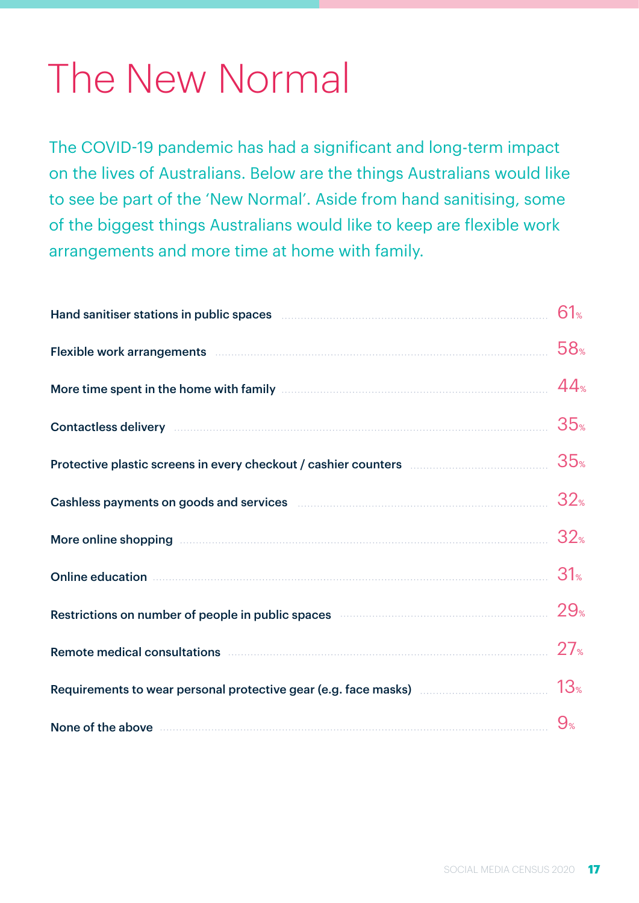# The New Normal

The COVID-19 pandemic has had a significant and long-term impact on the lives of Australians. Below are the things Australians would like to see be part of the 'New Normal'. Aside from hand sanitising, some of the biggest things Australians would like to keep are flexible work arrangements and more time at home with family.

| Item | % |
|---|---|
| Hand sanitiser stations in public spaces | 61% |
| Flexible work arrangements | 58% |
| More time spent in the home with family | 44% |
| Contactless delivery | 35% |
| Protective plastic screens in every checkout / cashier counters | 35% |
| Cashless payments on goods and services | 32% |
| More online shopping | 32% |
| Online education | 31% |
| Restrictions on number of people in public spaces | 29% |
| Remote medical consultations | 27% |
| Requirements to wear personal protective gear (e.g. face masks) | 13% |
| None of the above | 9% |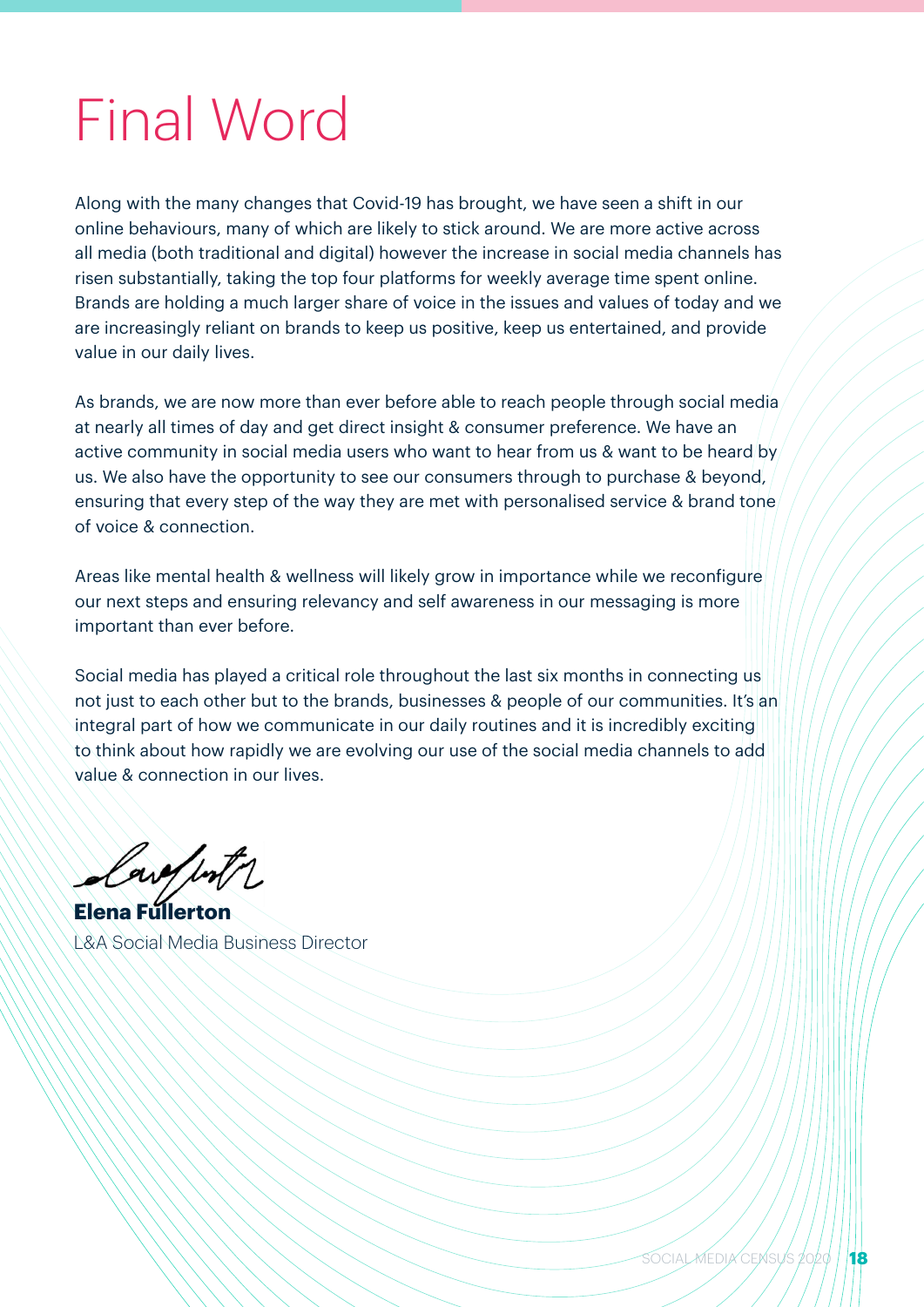# Final Word

Along with the many changes that Covid-19 has brought, we have seen a shift in our online behaviours, many of which are likely to stick around. We are more active across all media (both traditional and digital) however the increase in social media channels has risen substantially, taking the top four platforms for weekly average time spent online. Brands are holding a much larger share of voice in the issues and values of today and we are increasingly reliant on brands to keep us positive, keep us entertained, and provide value in our daily lives.

As brands, we are now more than ever before able to reach people through social media at nearly all times of day and get direct insight & consumer preference. We have an active community in social media users who want to hear from us & want to be heard by us. We also have the opportunity to see our consumers through to purchase & beyond, ensuring that every step of the way they are met with personalised service & brand tone of voice & connection.

Areas like mental health & wellness will likely grow in importance while we reconfigure our next steps and ensuring relevancy and self awareness in our messaging is more important than ever before.

Social media has played a critical role throughout the last six months in connecting us not just to each other but to the brands, businesses & people of our communities. It's an integral part of how we communicate in our daily routines and it is incredibly exciting to think about how rapidly we are evolving our use of the social media channels to add value & connection in our lives.

**Elena Fullerton**
L&A Social Media Business Director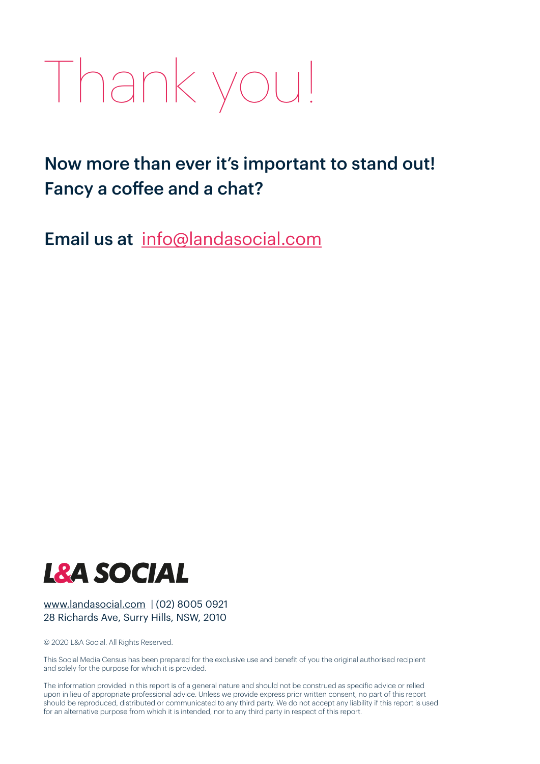# Thank you!

**Now more than ever it's important to stand out!
Fancy a coffee and a chat?**

**Email us at** info@landasocial.com

**L&A SOCIAL**

www.landasocial.com | (02) 8005 0921
28 Richards Ave, Surry Hills, NSW, 2010

© 2020 L&A Social. All Rights Reserved.

This Social Media Census has been prepared for the exclusive use and benefit of you the original authorised recipient and solely for the purpose for which it is provided.

The information provided in this report is of a general nature and should not be construed as specific advice or relied upon in lieu of appropriate professional advice. Unless we provide express prior written consent, no part of this report should be reproduced, distributed or communicated to any third party. We do not accept any liability if this report is used for an alternative purpose from which it is intended, nor to any third party in respect of this report.